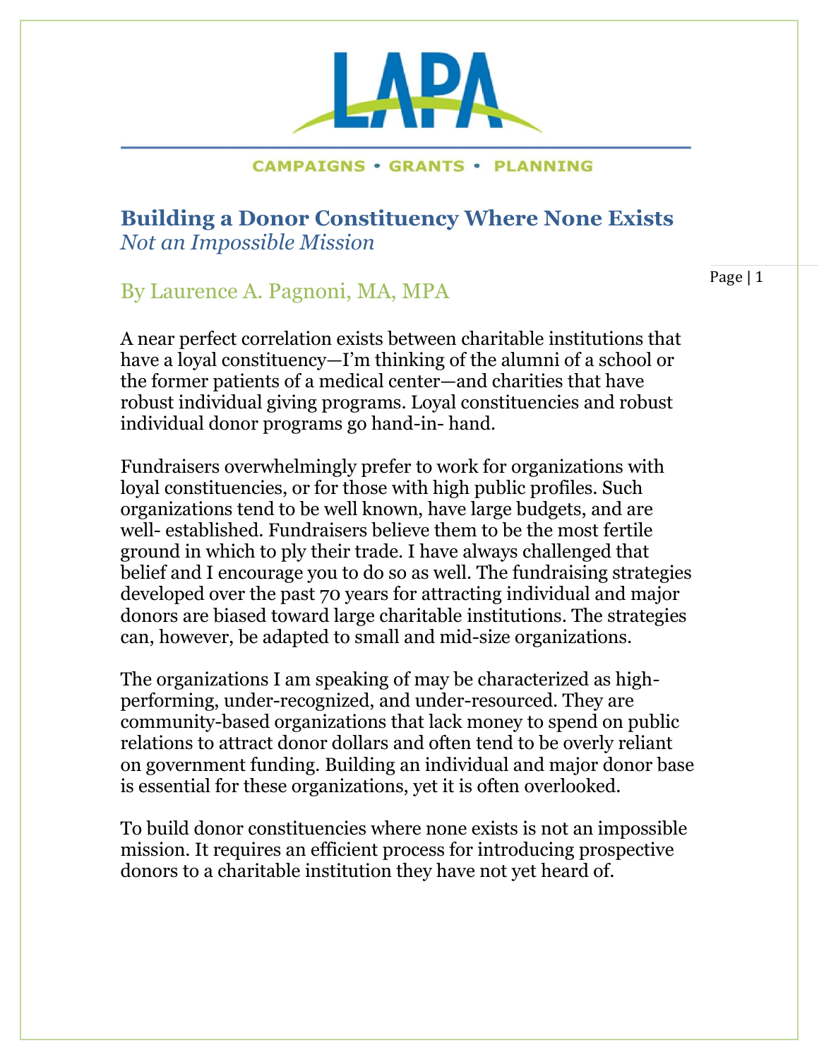CAMPAIGNS • GRANTS • PLANNING

# Building a Donor Constituency Where None Exists

*Not an Impossible Mission*

By Laurence A. Pagnoni, MA, MPA

A near perfect correlation exists between charitable institutions that have a loyal constituency—I'm thinking of the alumni of a school or the former patients of a medical center—and charities that have robust individual giving programs. Loyal constituencies and robust individual donor programs go hand-in- hand.

Fundraisers overwhelmingly prefer to work for organizations with loyal constituencies, or for those with high public profiles. Such organizations tend to be well known, have large budgets, and are well- established. Fundraisers believe them to be the most fertile ground in which to ply their trade. I have always challenged that belief and I encourage you to do so as well. The fundraising strategies developed over the past 70 years for attracting individual and major donors are biased toward large charitable institutions. The strategies can, however, be adapted to small and mid-size organizations.

The organizations I am speaking of may be characterized as high-performing, under-recognized, and under-resourced. They are community-based organizations that lack money to spend on public relations to attract donor dollars and often tend to be overly reliant on government funding. Building an individual and major donor base is essential for these organizations, yet it is often overlooked.

To build donor constituencies where none exists is not an impossible mission. It requires an efficient process for introducing prospective donors to a charitable institution they have not yet heard of.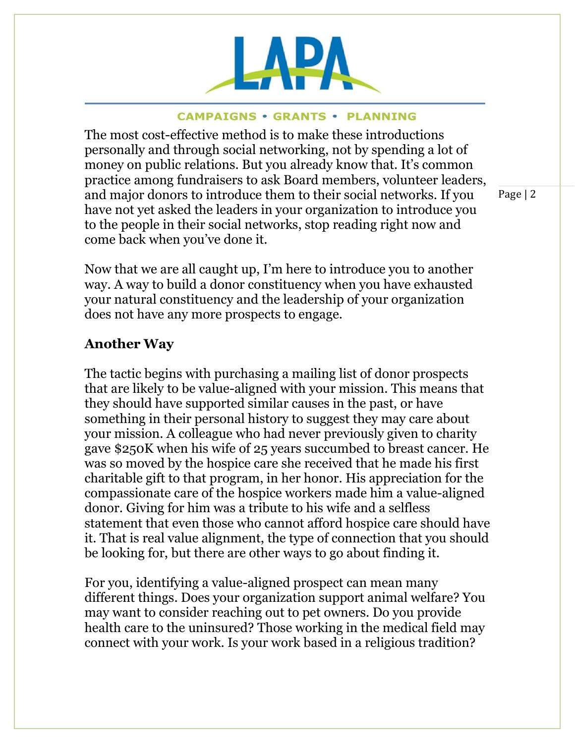The most cost-effective method is to make these introductions personally and through social networking, not by spending a lot of money on public relations. But you already know that. It's common practice among fundraisers to ask Board members, volunteer leaders, and major donors to introduce them to their social networks. If you have not yet asked the leaders in your organization to introduce you to the people in their social networks, stop reading right now and come back when you've done it.

Now that we are all caught up, I'm here to introduce you to another way. A way to build a donor constituency when you have exhausted your natural constituency and the leadership of your organization does not have any more prospects to engage.

## Another Way

The tactic begins with purchasing a mailing list of donor prospects that are likely to be value-aligned with your mission. This means that they should have supported similar causes in the past, or have something in their personal history to suggest they may care about your mission. A colleague who had never previously given to charity gave $250K when his wife of 25 years succumbed to breast cancer. He was so moved by the hospice care she received that he made his first charitable gift to that program, in her honor. His appreciation for the compassionate care of the hospice workers made him a value-aligned donor. Giving for him was a tribute to his wife and a selfless statement that even those who cannot afford hospice care should have it. That is real value alignment, the type of connection that you should be looking for, but there are other ways to go about finding it.

For you, identifying a value-aligned prospect can mean many different things. Does your organization support animal welfare? You may want to consider reaching out to pet owners. Do you provide health care to the uninsured? Those working in the medical field may connect with your work. Is your work based in a religious tradition?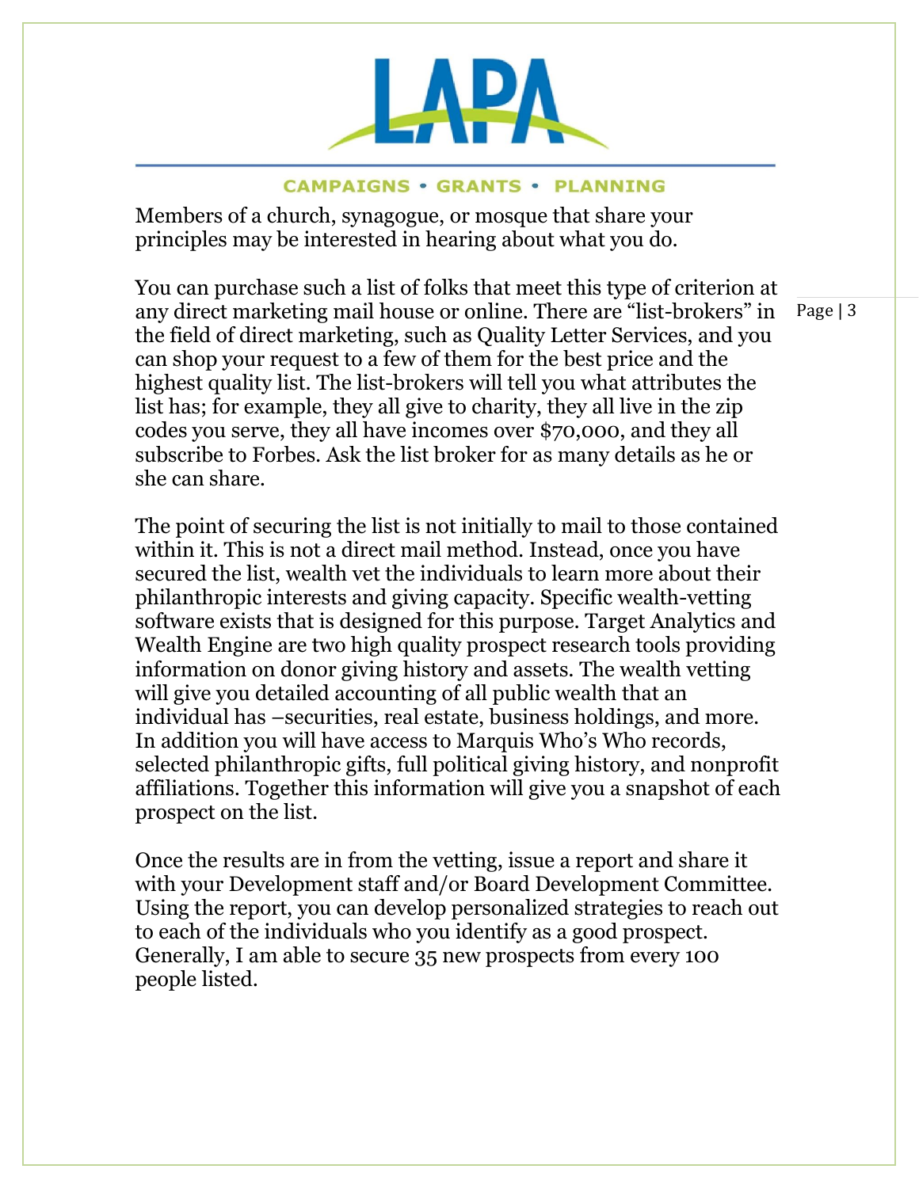Members of a church, synagogue, or mosque that share your principles may be interested in hearing about what you do.

You can purchase such a list of folks that meet this type of criterion at any direct marketing mail house or online. There are "list-brokers" in the field of direct marketing, such as Quality Letter Services, and you can shop your request to a few of them for the best price and the highest quality list. The list-brokers will tell you what attributes the list has; for example, they all give to charity, they all live in the zip codes you serve, they all have incomes over $70,000, and they all subscribe to Forbes. Ask the list broker for as many details as he or she can share.

The point of securing the list is not initially to mail to those contained within it. This is not a direct mail method. Instead, once you have secured the list, wealth vet the individuals to learn more about their philanthropic interests and giving capacity. Specific wealth-vetting software exists that is designed for this purpose. Target Analytics and Wealth Engine are two high quality prospect research tools providing information on donor giving history and assets. The wealth vetting will give you detailed accounting of all public wealth that an individual has –securities, real estate, business holdings, and more. In addition you will have access to Marquis Who's Who records, selected philanthropic gifts, full political giving history, and nonprofit affiliations. Together this information will give you a snapshot of each prospect on the list.

Once the results are in from the vetting, issue a report and share it with your Development staff and/or Board Development Committee. Using the report, you can develop personalized strategies to reach out to each of the individuals who you identify as a good prospect. Generally, I am able to secure 35 new prospects from every 100 people listed.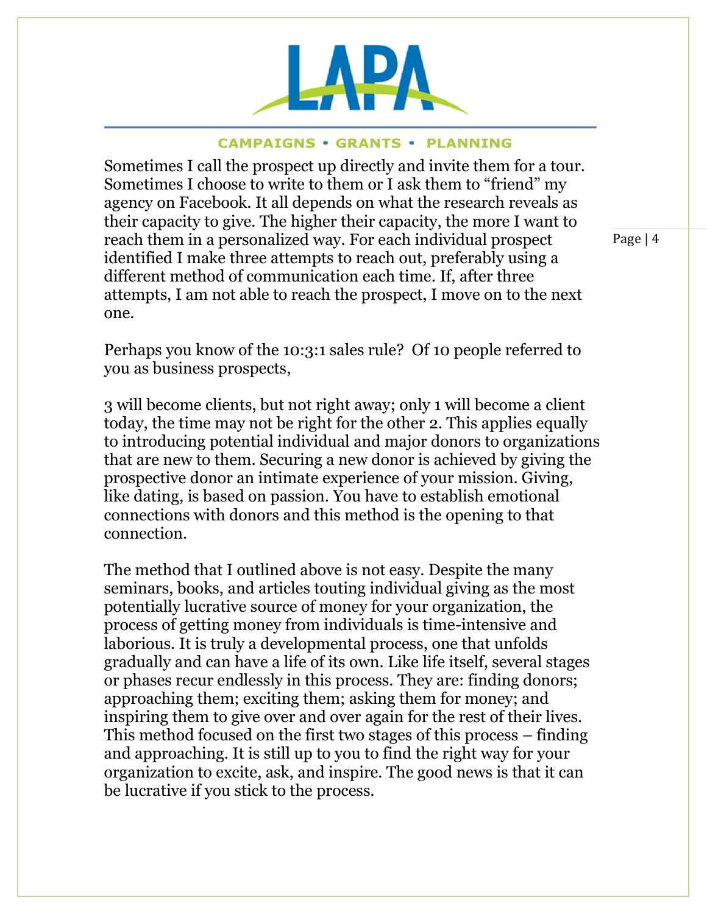Sometimes I call the prospect up directly and invite them for a tour. Sometimes I choose to write to them or I ask them to "friend" my agency on Facebook. It all depends on what the research reveals as their capacity to give. The higher their capacity, the more I want to reach them in a personalized way. For each individual prospect identified I make three attempts to reach out, preferably using a different method of communication each time. If, after three attempts, I am not able to reach the prospect, I move on to the next one.

Perhaps you know of the 10:3:1 sales rule? Of 10 people referred to you as business prospects,

3 will become clients, but not right away; only 1 will become a client today, the time may not be right for the other 2. This applies equally to introducing potential individual and major donors to organizations that are new to them. Securing a new donor is achieved by giving the prospective donor an intimate experience of your mission. Giving, like dating, is based on passion. You have to establish emotional connections with donors and this method is the opening to that connection.

The method that I outlined above is not easy. Despite the many seminars, books, and articles touting individual giving as the most potentially lucrative source of money for your organization, the process of getting money from individuals is time-intensive and laborious. It is truly a developmental process, one that unfolds gradually and can have a life of its own. Like life itself, several stages or phases recur endlessly in this process. They are: finding donors; approaching them; exciting them; asking them for money; and inspiring them to give over and over again for the rest of their lives. This method focused on the first two stages of this process – finding and approaching. It is still up to you to find the right way for your organization to excite, ask, and inspire. The good news is that it can be lucrative if you stick to the process.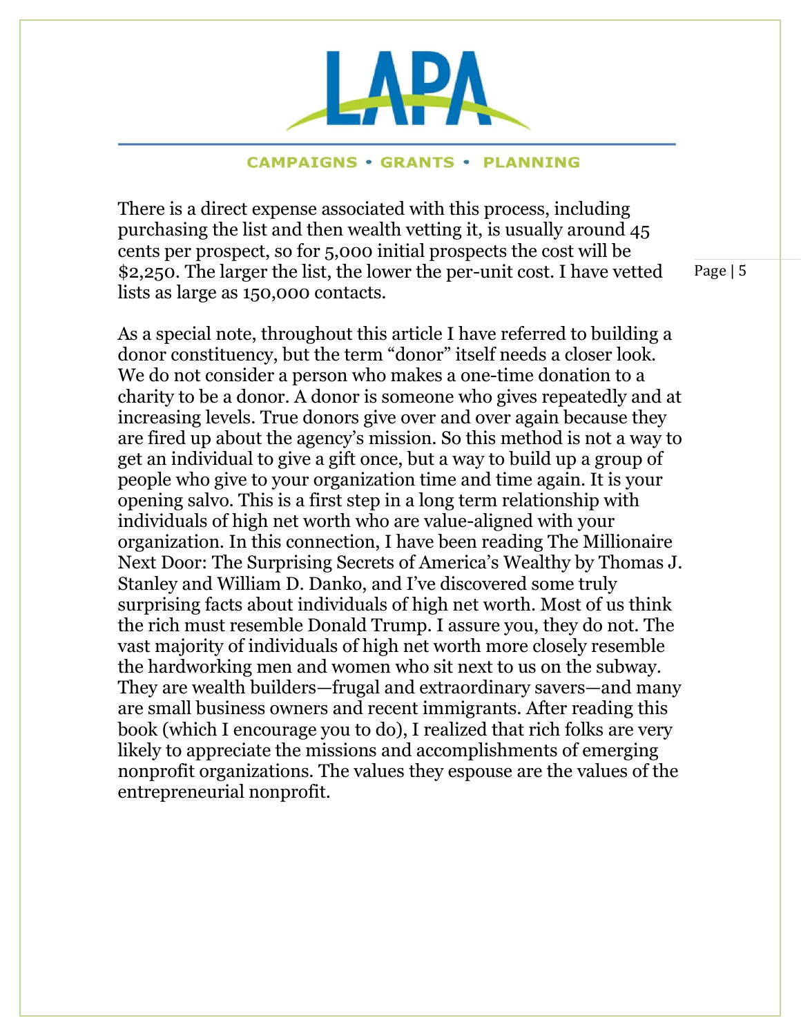There is a direct expense associated with this process, including purchasing the list and then wealth vetting it, is usually around 45 cents per prospect, so for 5,000 initial prospects the cost will be $2,250. The larger the list, the lower the per-unit cost. I have vetted lists as large as 150,000 contacts.

As a special note, throughout this article I have referred to building a donor constituency, but the term “donor” itself needs a closer look. We do not consider a person who makes a one-time donation to a charity to be a donor. A donor is someone who gives repeatedly and at increasing levels. True donors give over and over again because they are fired up about the agency’s mission. So this method is not a way to get an individual to give a gift once, but a way to build up a group of people who give to your organization time and time again. It is your opening salvo. This is a first step in a long term relationship with individuals of high net worth who are value-aligned with your organization. In this connection, I have been reading The Millionaire Next Door: The Surprising Secrets of America’s Wealthy by Thomas J. Stanley and William D. Danko, and I’ve discovered some truly surprising facts about individuals of high net worth. Most of us think the rich must resemble Donald Trump. I assure you, they do not. The vast majority of individuals of high net worth more closely resemble the hardworking men and women who sit next to us on the subway. They are wealth builders—frugal and extraordinary savers—and many are small business owners and recent immigrants. After reading this book (which I encourage you to do), I realized that rich folks are very likely to appreciate the missions and accomplishments of emerging nonprofit organizations. The values they espouse are the values of the entrepreneurial nonprofit.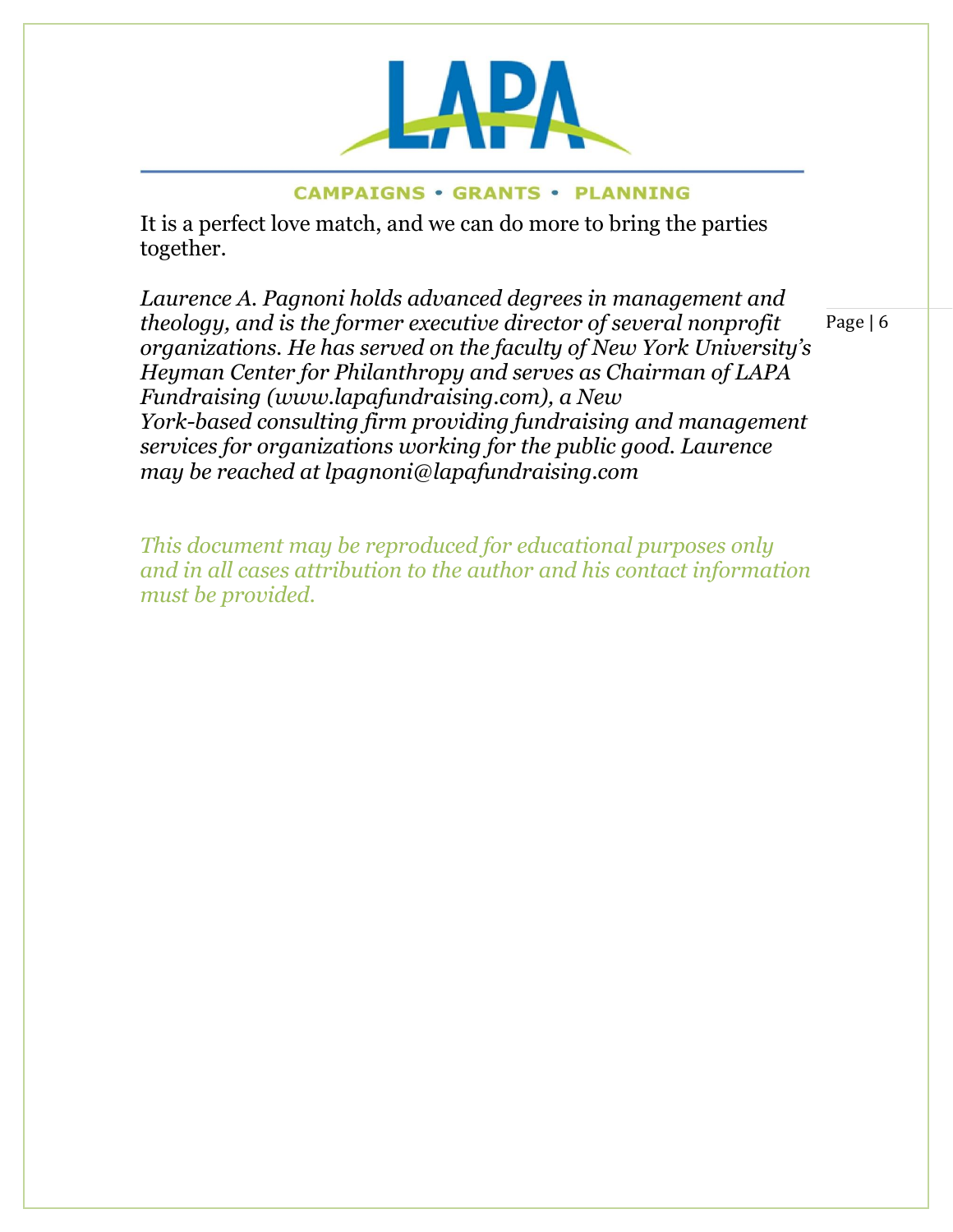It is a perfect love match, and we can do more to bring the parties together.

*Laurence A. Pagnoni holds advanced degrees in management and theology, and is the former executive director of several nonprofit organizations. He has served on the faculty of New York University's Heyman Center for Philanthropy and serves as Chairman of LAPA Fundraising (www.lapafundraising.com), a New York-based consulting firm providing fundraising and management services for organizations working for the public good. Laurence may be reached at lpagnoni@lapafundraising.com*

*This document may be reproduced for educational purposes only and in all cases attribution to the author and his contact information must be provided.*